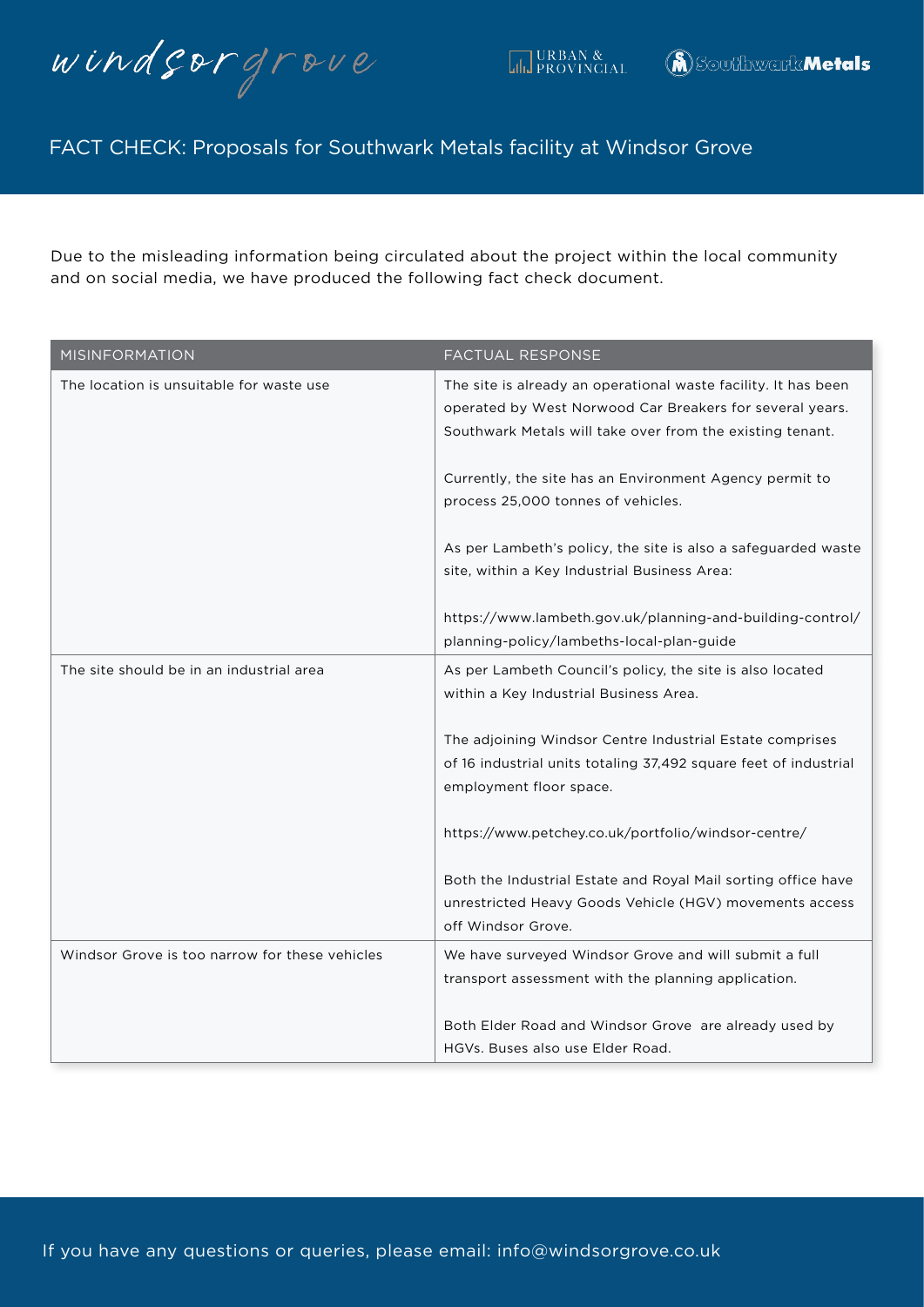windsorgrove

URBAN & PROVINCIAL

Southwark Metals

# FACT CHECK: Proposals for Southwark Metals facility at Windsor Grove

Due to the misleading information being circulated about the project within the local community and on social media, we have produced the following fact check document.

| MISINFORMATION | FACTUAL RESPONSE |
| --- | --- |
| The location is unsuitable for waste use | The site is already an operational waste facility. It has been operated by West Norwood Car Breakers for several years. Southwark Metals will take over from the existing tenant.<br><br>Currently, the site has an Environment Agency permit to process 25,000 tonnes of vehicles.<br><br>As per Lambeth's policy, the site is also a safeguarded waste site, within a Key Industrial Business Area:<br><br>https://www.lambeth.gov.uk/planning-and-building-control/planning-policy/lambeths-local-plan-guide |
| The site should be in an industrial area | As per Lambeth Council's policy, the site is also located within a Key Industrial Business Area.<br><br>The adjoining Windsor Centre Industrial Estate comprises of 16 industrial units totaling 37,492 square feet of industrial employment floor space.<br><br>https://www.petchey.co.uk/portfolio/windsor-centre/<br><br>Both the Industrial Estate and Royal Mail sorting office have unrestricted Heavy Goods Vehicle (HGV) movements access off Windsor Grove. |
| Windsor Grove is too narrow for these vehicles | We have surveyed Windsor Grove and will submit a full transport assessment with the planning application.<br><br>Both Elder Road and Windsor Grove are already used by HGVs. Buses also use Elder Road. |

If you have any questions or queries, please email: info@windsorgrove.co.uk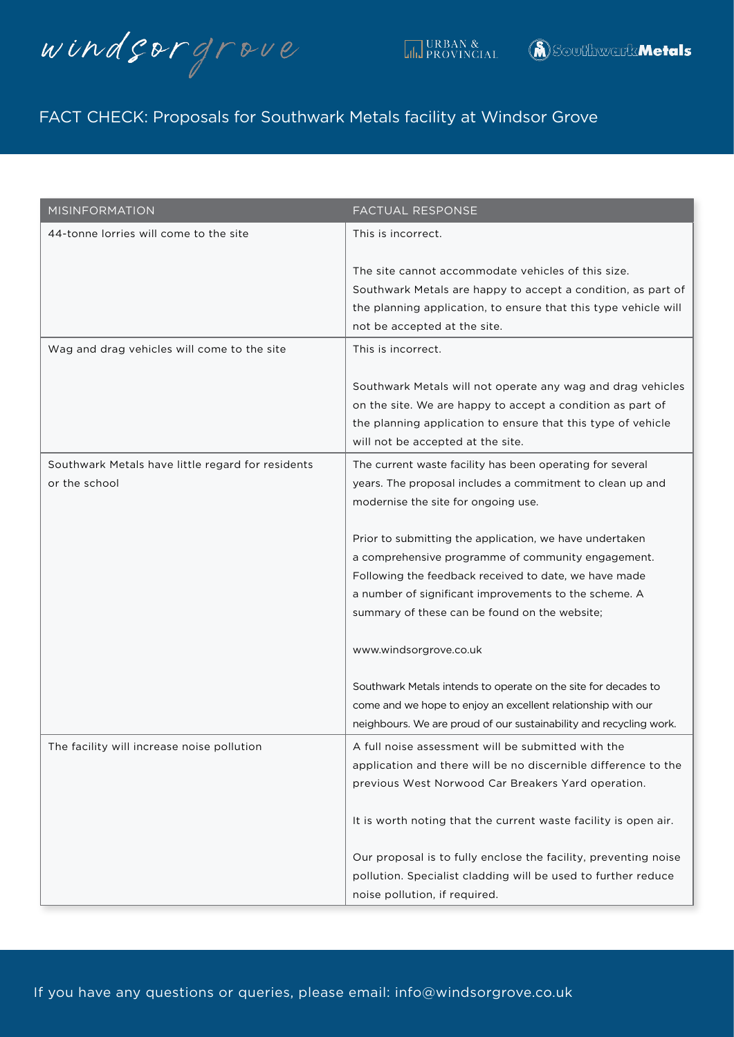windsorgrove

URBAN & PROVINCIAL

SouthwarkMetals

# FACT CHECK: Proposals for Southwark Metals facility at Windsor Grove

| MISINFORMATION | FACTUAL RESPONSE |
|---|---|
| 44-tonne lorries will come to the site | This is incorrect.<br><br>The site cannot accommodate vehicles of this size. Southwark Metals are happy to accept a condition, as part of the planning application, to ensure that this type vehicle will not be accepted at the site. |
| Wag and drag vehicles will come to the site | This is incorrect.<br><br>Southwark Metals will not operate any wag and drag vehicles on the site. We are happy to accept a condition as part of the planning application to ensure that this type of vehicle will not be accepted at the site. |
| Southwark Metals have little regard for residents or the school | The current waste facility has been operating for several years. The proposal includes a commitment to clean up and modernise the site for ongoing use.<br><br>Prior to submitting the application, we have undertaken a comprehensive programme of community engagement. Following the feedback received to date, we have made a number of significant improvements to the scheme. A summary of these can be found on the website;<br><br>www.windsorgrove.co.uk<br><br>Southwark Metals intends to operate on the site for decades to come and we hope to enjoy an excellent relationship with our neighbours. We are proud of our sustainability and recycling work. |
| The facility will increase noise pollution | A full noise assessment will be submitted with the application and there will be no discernible difference to the previous West Norwood Car Breakers Yard operation.<br><br>It is worth noting that the current waste facility is open air.<br><br>Our proposal is to fully enclose the facility, preventing noise pollution. Specialist cladding will be used to further reduce noise pollution, if required. |

If you have any questions or queries, please email: info@windsorgrove.co.uk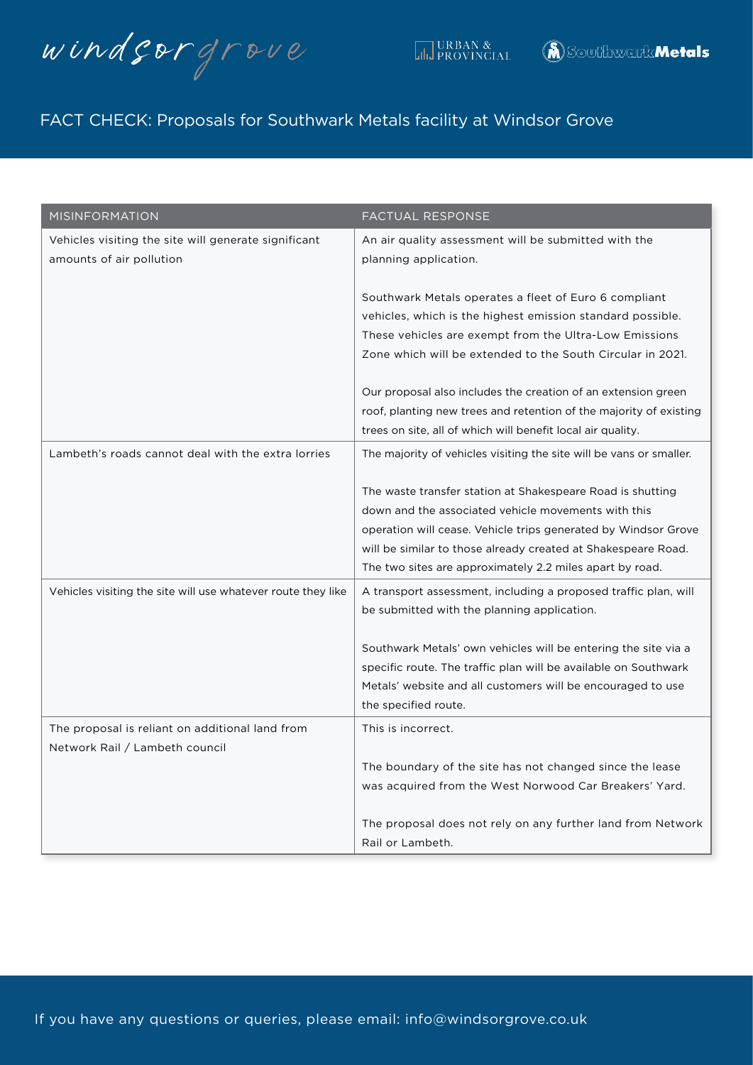# FACT CHECK: Proposals for Southwark Metals facility at Windsor Grove

| MISINFORMATION | FACTUAL RESPONSE |
|---|---|
| Vehicles visiting the site will generate significant amounts of air pollution | An air quality assessment will be submitted with the planning application.<br><br>Southwark Metals operates a fleet of Euro 6 compliant vehicles, which is the highest emission standard possible. These vehicles are exempt from the Ultra-Low Emissions Zone which will be extended to the South Circular in 2021.<br><br>Our proposal also includes the creation of an extension green roof, planting new trees and retention of the majority of existing trees on site, all of which will benefit local air quality. |
| Lambeth's roads cannot deal with the extra lorries | The majority of vehicles visiting the site will be vans or smaller.<br><br>The waste transfer station at Shakespeare Road is shutting down and the associated vehicle movements with this operation will cease. Vehicle trips generated by Windsor Grove will be similar to those already created at Shakespeare Road. The two sites are approximately 2.2 miles apart by road. |
| Vehicles visiting the site will use whatever route they like | A transport assessment, including a proposed traffic plan, will be submitted with the planning application.<br><br>Southwark Metals' own vehicles will be entering the site via a specific route. The traffic plan will be available on Southwark Metals' website and all customers will be encouraged to use the specified route. |
| The proposal is reliant on additional land from Network Rail / Lambeth council | This is incorrect.<br><br>The boundary of the site has not changed since the lease was acquired from the West Norwood Car Breakers' Yard.<br><br>The proposal does not rely on any further land from Network Rail or Lambeth. |

If you have any questions or queries, please email: info@windsorgrove.co.uk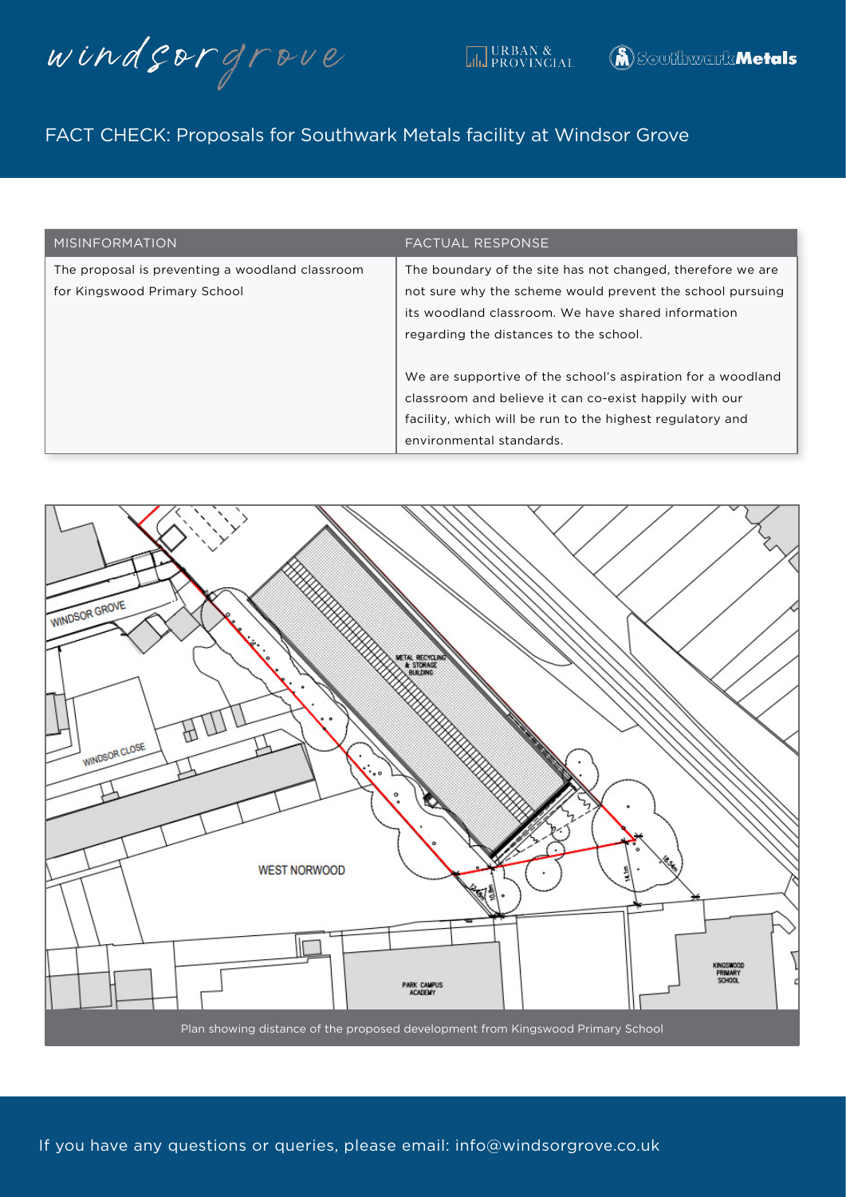windsor grove

URBAN & PROVINCIAL

Southwark Metals

## FACT CHECK: Proposals for Southwark Metals facility at Windsor Grove

| MISINFORMATION | FACTUAL RESPONSE |
|---|---|
| The proposal is preventing a woodland classroom for Kingswood Primary School | The boundary of the site has not changed, therefore we are not sure why the scheme would prevent the school pursuing its woodland classroom. We have shared information regarding the distances to the school.<br><br>We are supportive of the school's aspiration for a woodland classroom and believe it can co-exist happily with our facility, which will be run to the highest regulatory and environmental standards. |

Plan showing distance of the proposed development from Kingswood Primary School

If you have any questions or queries, please email: info@windsorgrove.co.uk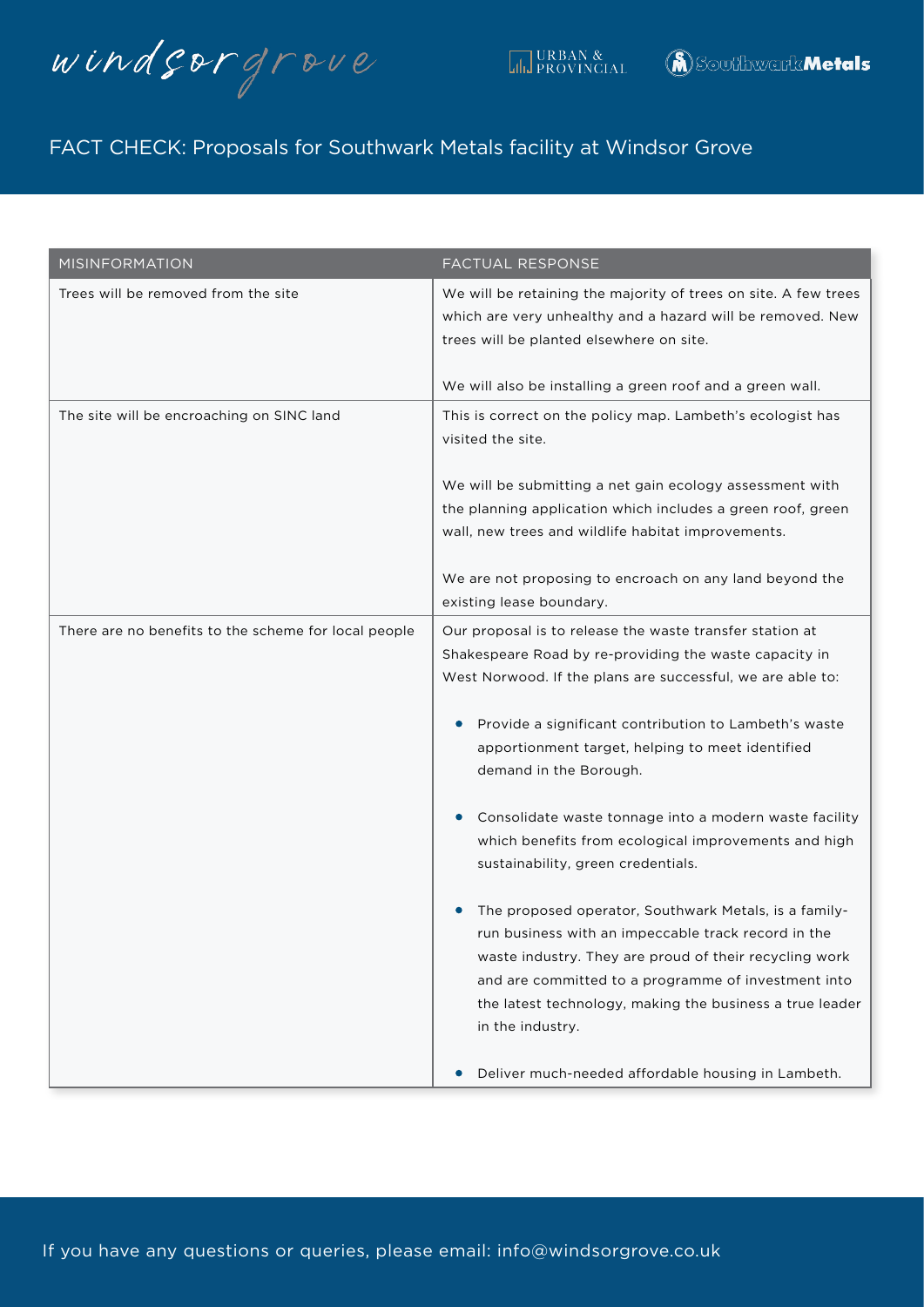windsorgrove

URBAN & PROVINCIAL

Southwark Metals

## FACT CHECK: Proposals for Southwark Metals facility at Windsor Grove

| MISINFORMATION | FACTUAL RESPONSE |
|---|---|
| Trees will be removed from the site | We will be retaining the majority of trees on site. A few trees which are very unhealthy and a hazard will be removed. New trees will be planted elsewhere on site.<br><br>We will also be installing a green roof and a green wall. |
| The site will be encroaching on SINC land | This is correct on the policy map. Lambeth's ecologist has visited the site.<br><br>We will be submitting a net gain ecology assessment with the planning application which includes a green roof, green wall, new trees and wildlife habitat improvements.<br><br>We are not proposing to encroach on any land beyond the existing lease boundary. |
| There are no benefits to the scheme for local people | Our proposal is to release the waste transfer station at Shakespeare Road by re-providing the waste capacity in West Norwood. If the plans are successful, we are able to:<br><br>• Provide a significant contribution to Lambeth's waste apportionment target, helping to meet identified demand in the Borough.<br><br>• Consolidate waste tonnage into a modern waste facility which benefits from ecological improvements and high sustainability, green credentials.<br><br>• The proposed operator, Southwark Metals, is a family-run business with an impeccable track record in the waste industry. They are proud of their recycling work and are committed to a programme of investment into the latest technology, making the business a true leader in the industry.<br><br>• Deliver much-needed affordable housing in Lambeth. |

If you have any questions or queries, please email: info@windsorgrove.co.uk